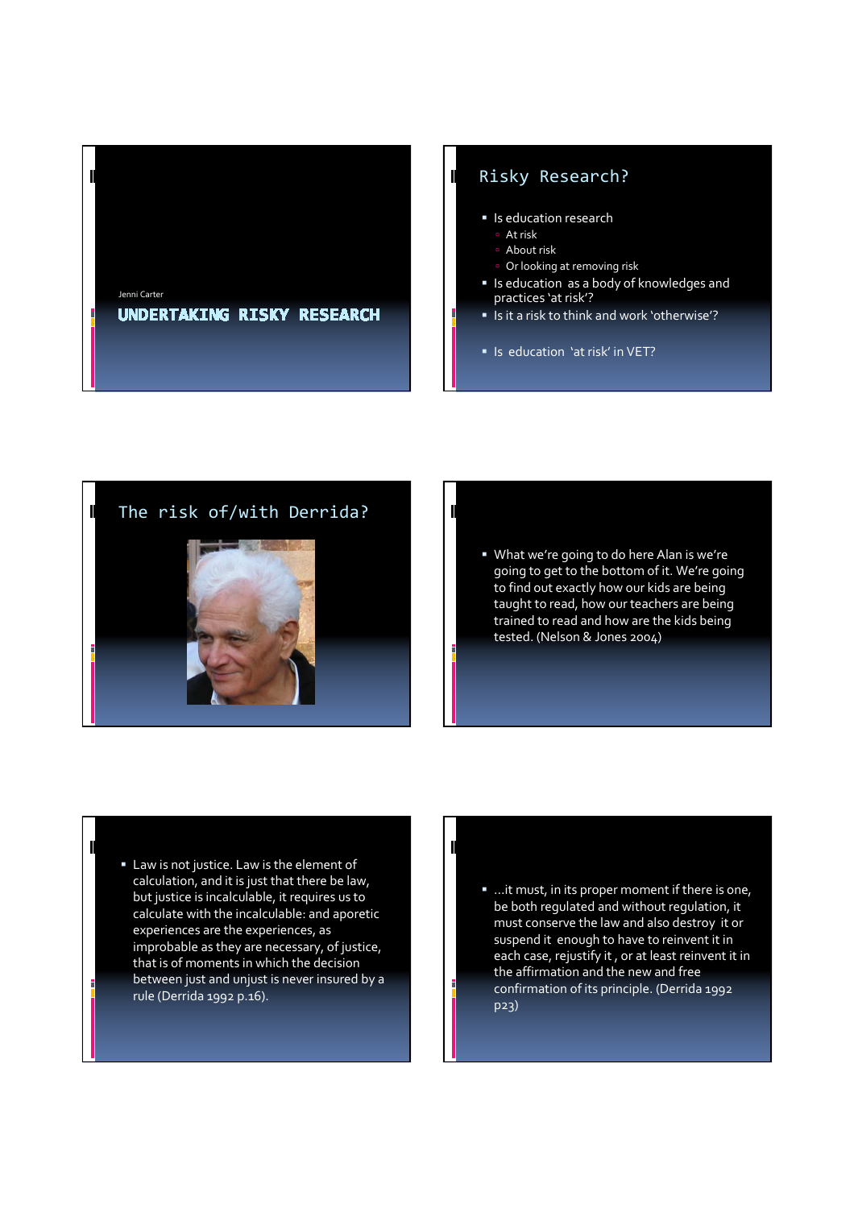Jenni Carter

# UNDERTAKING RISKY RESEARCH

## Risky Research?

- Is education research
  - At risk
  - About risk
  - Or looking at removing risk
- Is education as a body of knowledges and practices 'at risk'?
- Is it a risk to think and work 'otherwise'?
- Is education 'at risk' in VET?

## The risk of/with Derrida?

- What we're going to do here Alan is we're going to get to the bottom of it. We're going to find out exactly how our kids are being taught to read, how our teachers are being trained to read and how are the kids being tested. (Nelson & Jones 2004)

- Law is not justice. Law is the element of calculation, and it is just that there be law, but justice is incalculable, it requires us to calculate with the incalculable: and aporetic experiences are the experiences, as improbable as they are necessary, of justice, that is of moments in which the decision between just and unjust is never insured by a rule (Derrida 1992 p.16).

- ...it must, in its proper moment if there is one, be both regulated and without regulation, it must conserve the law and also destroy it or suspend it enough to have to reinvent it in each case, rejustify it, or at least reinvent it in the affirmation and the new and free confirmation of its principle. (Derrida 1992 p23)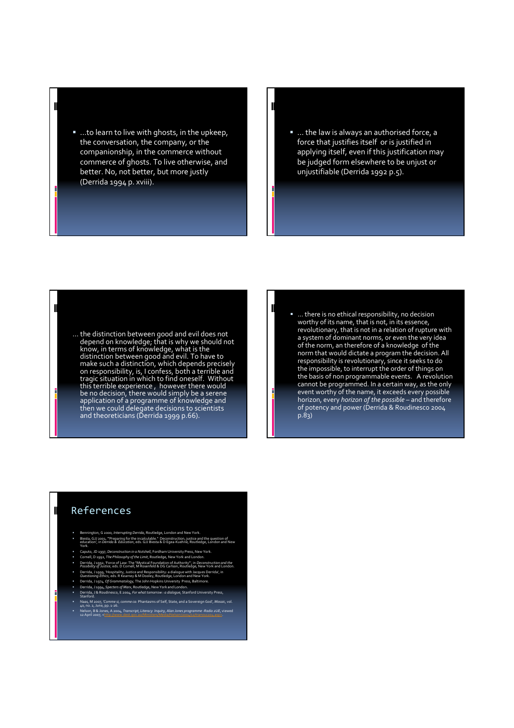- …to learn to live with ghosts, in the upkeep, the conversation, the company, or the companionship, in the commerce without commerce of ghosts. To live otherwise, and better. No, not better, but more justly (Derrida 1994 p. xviii).

- … the law is always an authorised force, a force that justifies itself or is justified in applying itself, even if this justification may be judged form elsewhere to be unjust or unjustifiable (Derrida 1992 p.5).

… the distinction between good and evil does not depend on knowledge; that is why we should not know, in terms of knowledge, what is the distinction between good and evil. To have to make such a distinction, which depends precisely on responsibility, is, I confess, both a terrible and tragic situation in which to find oneself. Without this terrible experience, however there would be no decision, there would simply be a serene application of a programme of knowledge and then we could delegate decisions to scientists and theoreticians (Derrida 1999 p.66).

- … there is no ethical responsibility, no decision worthy of its name, that is not, in its essence, revolutionary, that is not in a relation of rupture with a system of dominant norms, or even the very idea of the norm, an therefore of a knowledge of the norm that would dictate a program the decision. All responsibility is revolutionary, since it seeks to do the impossible, to interrupt the order of things on the basis of non programmable events. A revolution cannot be programmed. In a certain way, as the only event worthy of the name, it exceeds every possible horizon, every *horizon of the possible* – and therefore of potency and power (Derrida & Roudinesco 2004 p.83)

## References

- Bennington, G 2000, *Interrupting Derrida*, Routledge, London and New York.
- Biesta, GJJ 2001, '"Preparing for the incalculable." Deconstruction, justice and the question of education', in *Derrida & Education*, eds. GJJ Biesta & D Egea-Kuehne, Routledge, London and New York.
- Caputo, JD 1997, *Deconstruction in a Nutshell*, Fordham University Press, New York.
- Cornell, D 1992, *The Philosophy of the Limit*, Routledge, New York and London.
- Derrida, J 1992, 'Force of Law: The "Mystical Foundation of Authority"', in *Deconstruction and the Possibility of Justice*, eds. D Cornell, M Rosenfeld & DG Carlson, Routledge, New York and London.
- Derrida, J 1999, 'Hospitality, Justice and Responsibility: a dialogue with Jacques Derrida', in *Questioning Ethics*, eds. R Kearney & M Dooley, Routledge, London and New York.
- Derrida, J 1974, *Of Grammatology*, The John Hopkins University Press, Baltimore.
- Derrida, J 1994, *Specters of Marx*, Routledge, New York and London.
- Derrida, J & Roudinesco, E 2004, *For what tomorrow : a dialogue*, Stanford University Press, Stanford.
- Naas, M 2007, '*Comme si, comme ca*: Phantasms of Self, State, and a Sovereign God', *Mosaic*, vol. 40, no. 2, June, pp. 1-26.
- Nelson, B & Jones, A 2004, *Transcript, Literacy Inquiry, Alan Jones programme -Radio 2UE*, viewed 12 April 2007, <http://www.dest.gov.au/Ministers/Media/Nelson/2004/12/trans011204.aspx>